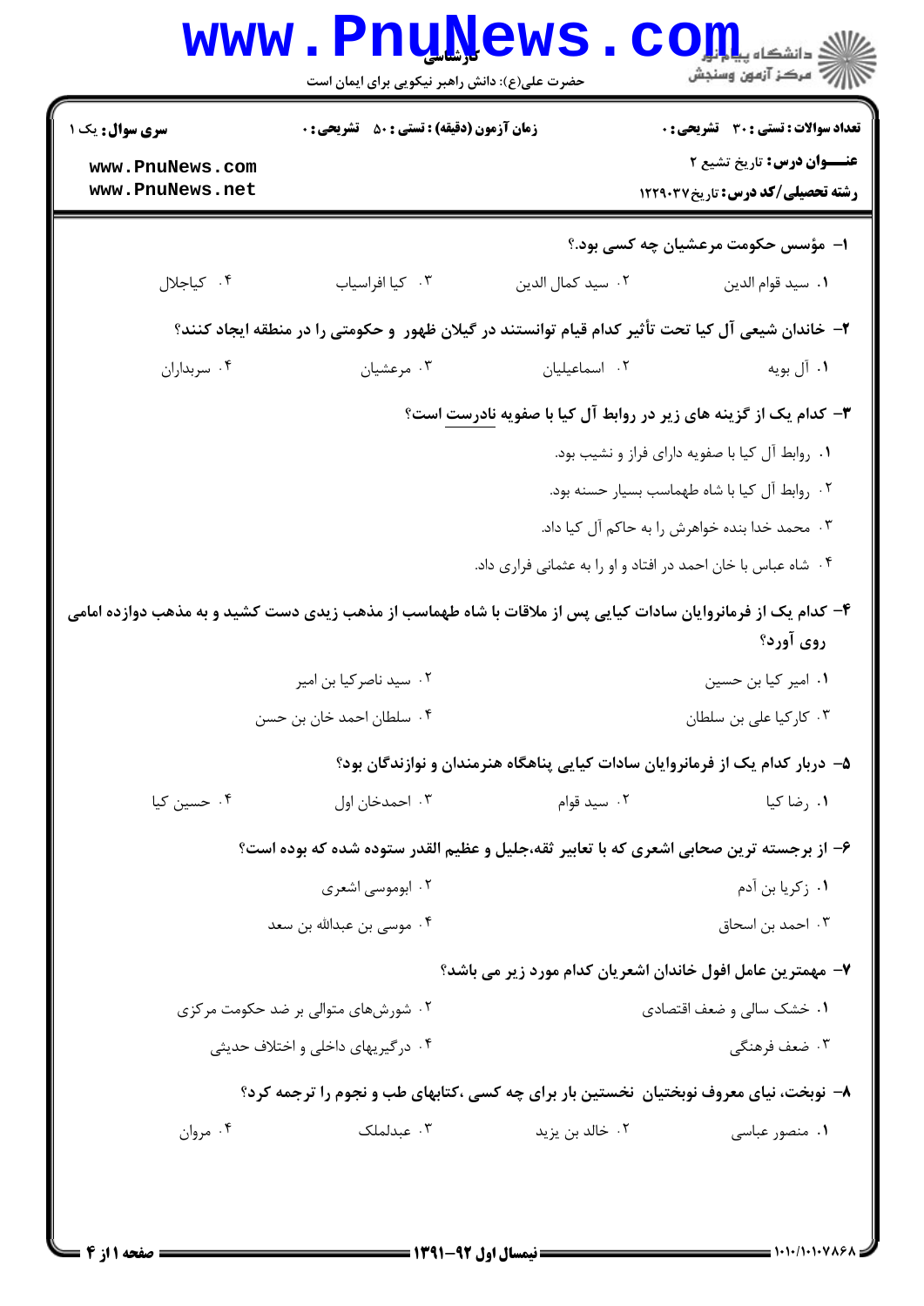کارشناسی

حضرت علی(ع): دانش راهبر نیکویی برای ایمان است

**سری سوال:** یک ۱

**زمان آزمون (دقیقه) : تستی : ۵۰ تشریحی : ۰**

**تعداد سوالات : تستی : ۳۰ تشریحی : ۰**

**عنـــوان درس:** تاریخ تشیع ۲

**رشته تحصیلی/کد درس:** تاریخ۱۲۲۹۰۳۷

۱- مؤسس حکومت مرعشیان چه کسی بود؟

۱. سید قوام الدین
۲. سید کمال الدین
۳. کیا افراسیاب
۴. کیاجلال

۲- خاندان شیعی آل کیا تحت تأثیر کدام قیام توانستند در گیلان ظهور و حکومتی را در منطقه ایجاد کنند؟

۱. آل بویه
۲. اسماعیلیان
۳. مرعشیان
۴. سربداران

۳- کدام یک از گزینه های زیر در روابط آل کیا با صفویه نادرست است؟

۱. روابط آل کیا با صفویه دارای فراز و نشیب بود.
۲. روابط آل کیا با شاه طهماسب بسیار حسنه بود.
۳. محمد خدا بنده خواهرش را به حاکم آل کیا داد.
۴. شاه عباس با خان احمد در افتاد و او را به عثمانی فراری داد.

۴- کدام یک از فرمانروایان سادات کیایی پس از ملاقات با شاه طهماسب از مذهب زیدی دست کشید و به مذهب دوازده امامی روی آورد؟

۱. امیر کیا بن حسین
۲. سید ناصرکیا بن امیر
۳. کارکیا علی بن سلطان
۴. سلطان احمد خان بن حسن

۵- دربار کدام یک از فرمانروایان سادات کیایی پناهگاه هنرمندان و نوازندگان بود؟

۱. رضا کیا
۲. سید قوام
۳. احمدخان اول
۴. حسین کیا

۶- از برجسته ترین صحابی اشعری که با تعابیر ثقه،جلیل و عظیم القدر ستوده شده که بوده است؟

۱. زکریا بن آدم
۲. ابوموسی اشعری
۳. احمد بن اسحاق
۴. موسی بن عبدالله بن سعد

۷- مهمترین عامل افول خاندان اشعریان کدام مورد زیر می باشد؟

۱. خشک سالی و ضعف اقتصادی
۲. شورش‌های متوالی بر ضد حکومت مرکزی
۳. ضعف فرهنگی
۴. درگیریهای داخلی و اختلاف حدیثی

۸- نوبخت، نیای معروف نوبختیان نخستین بار برای چه کسی ،کتابهای طب و نجوم را ترجمه کرد؟

۱. منصور عباسی
۲. خالد بن یزید
۳. عبدلملک
۴. مروان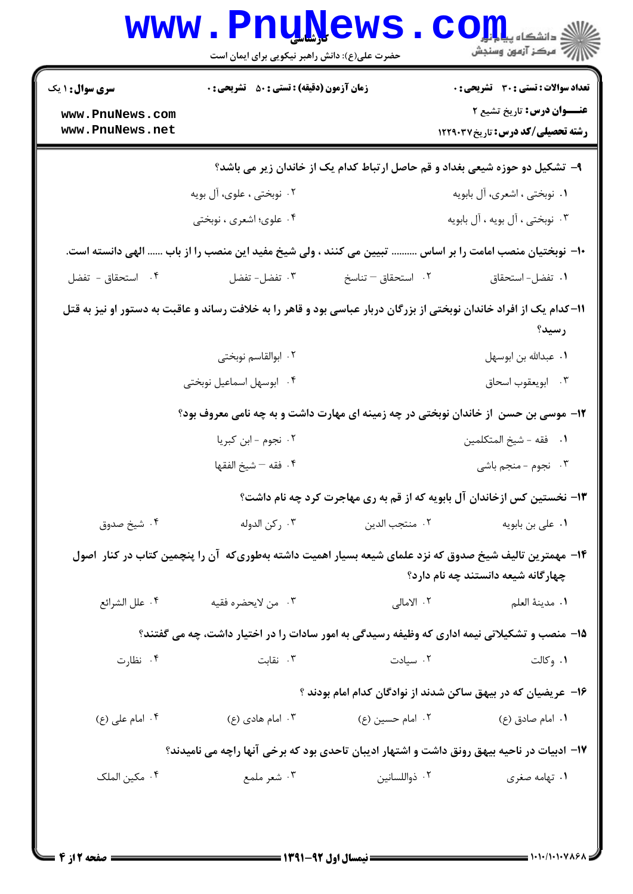۹- تشکیل دو حوزه شیعی بغداد و قم حاصل ارتباط کدام یک از خاندان زیر می باشد؟

۱. نوبختی ، اشعری، آل بابویه
۲. نوبختی ، علوی، آل بویه
۳. نوبختی ، آل بویه ، آل بابویه
۴. علوی؛ اشعری ، نوبختی

۱۰- نوبختیان منصب امامت را بر اساس .......... تبیین می کنند ، ولی شیخ مفید این منصب را از باب ...... الهی دانسته است.

۱. تفضل- استحقاق
۲. استحقاق – تناسخ
۳. تفضل- تفضل
۴. استحقاق - تفضل

۱۱- کدام یک از افراد خاندان نوبختی از بزرگان دربار عباسی بود و قاهر را به خلافت رساند و عاقبت به دستور او نیز به قتل رسید؟

۱. عبدالله بن ابوسهل
۲. ابوالقاسم نوبختی
۳. ابویعقوب اسحاق
۴. ابوسهل اسماعیل نوبختی

۱۲- موسی بن حسن از خاندان نوبختی در چه زمینه ای مهارت داشت و به چه نامی معروف بود؟

۱. فقه - شیخ المتکلمین
۲. نجوم - ابن کبریا
۳. نجوم - منجم باشی
۴. فقه – شیخ الفقها

۱۳- نخستین کس ازخاندان آل بابویه که از قم به ری مهاجرت کرد چه نام داشت؟

۱. علی بن بابویه
۲. منتجب الدین
۳. رکن الدوله
۴. شیخ صدوق

۱۴- مهمترین تالیف شیخ صدوق که نزد علمای شیعه بسیار اهمیت داشته بطوری‌که آن را پنجمین کتاب در کنار اصول چهارگانه شیعه دانستند چه نام دارد؟

۱. مدینة العلم
۲. الامالی
۳. من لایحضره فقیه
۴. علل الشرائع

۱۵- منصب و تشکیلاتی نیمه اداری که وظیفه رسیدگی به امور سادات را در اختیار داشت، چه می گفتند؟

۱. وکالت
۲. سیادت
۳. نقابت
۴. نظارت

۱۶- عریضیان که در بیهق ساکن شدند از نوادگان کدام امام بودند ؟

۱. امام صادق (ع)
۲. امام حسین (ع)
۳. امام هادی (ع)
۴. امام علی (ع)

۱۷- ادبیات در ناحیه بیهق رونق داشت و اشتهار ادیبان تاحدی بود که برخی آنها راچه می نامیدند؟

۱. تهامه صغری
۲. ذواللسانین
۳. شعر ملمع
۴. مکین الملک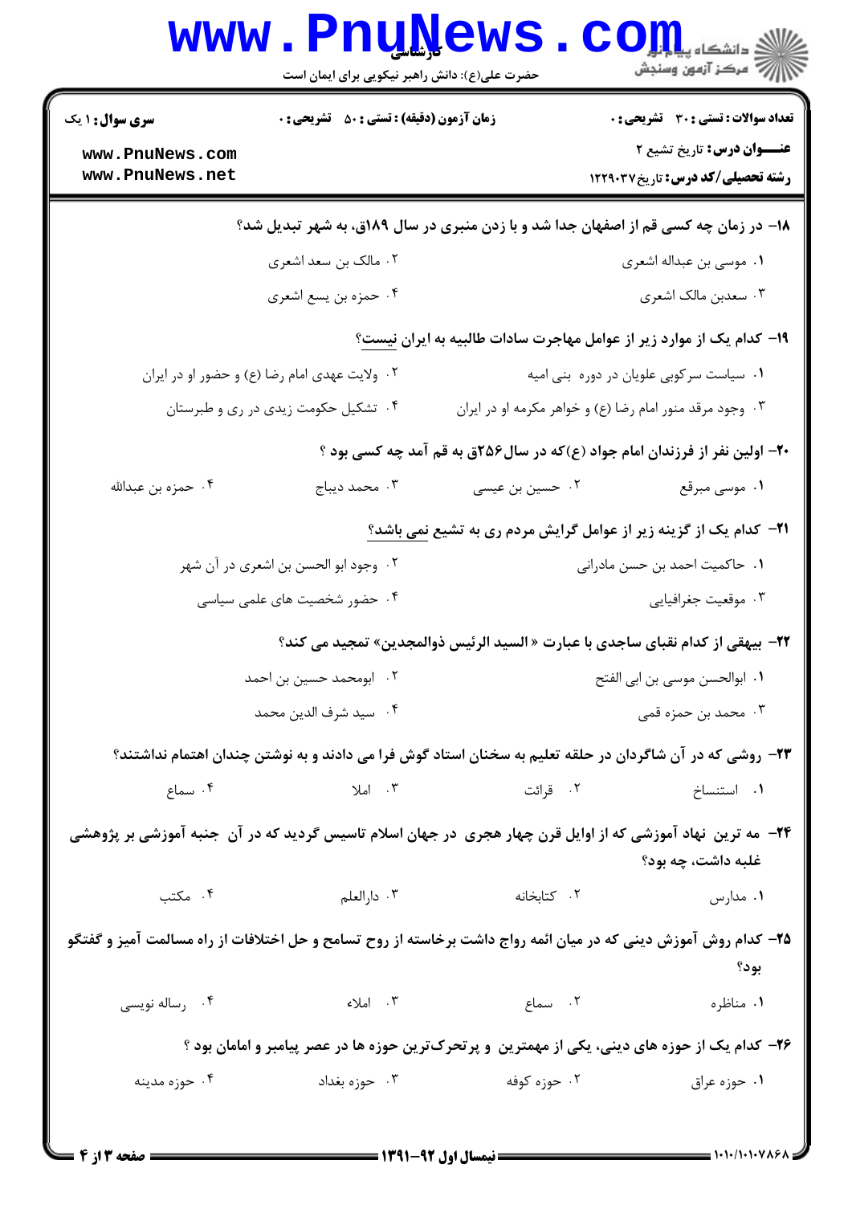**سری سؤال:** ۱ یک | **زمان آزمون (دقیقه) : تستی : ۵۰ تشریحی : ۰** | **تعداد سوالات : تستی : ۳۰ تشریحی : ۰**

**عنـــوان درس:** تاریخ تشیع ۲

**رشته تحصیلی/کد درس:** تاریخ ۱۲۲۹۰۳۷

۱۸- در زمان چه کسی قم از اصفهان جدا شد و با زدن منبری در سال ۱۸۹ق، به شهر تبدیل شد؟

۱. موسی بن عبداله اشعری
۲. مالک بن سعد اشعری
۳. سعدبن مالک اشعری
۴. حمزه بن یسع اشعری

۱۹- کدام یک از موارد زیر از عوامل مهاجرت سادات طالبیه به ایران نیست؟

۱. سیاست سرکوبی علویان در دوره بنی امیه
۲. ولایت عهدی امام رضا (ع) و حضور او در ایران
۳. وجود مرقد منور امام رضا (ع) و خواهر مکرمه او در ایران
۴. تشکیل حکومت زیدی در ری و طبرستان

۲۰- اولین نفر از فرزندان امام جواد (ع)که در سال۲۵۶ق به قم آمد چه کسی بود ؟

۱. موسی مبرقع
۲. حسین بن عیسی
۳. محمد دیباج
۴. حمزه بن عبدالله

۲۱- کدام یک از گزینه زیر از عوامل گرایش مردم ری به تشیع نمی باشد؟

۱. حاکمیت احمد بن حسن مادرانی
۲. وجود ابو الحسن بن اشعری در آن شهر
۳. موقعیت جغرافیایی
۴. حضور شخصیت های علمی سیاسی

۲۲- بیهقی از کدام نقبای ساجدی با عبارت « السید الرئیس ذوالمجدین» تمجید می کند؟

۱. ابوالحسن موسی بن ابی الفتح
۲. ابومحمد حسین بن احمد
۳. محمد بن حمزه قمی
۴. سید شرف الدین محمد

۲۳- روشی که در آن شاگردان در حلقه تعلیم به سخنان استاد گوش فرا می دادند و به نوشتن چندان اهتمام نداشتند؟

۱. استنساخ
۲. قرائت
۳. املا
۴. سماع

۲۴- مه ترین نهاد آموزشی که از اوایل قرن چهار هجری در جهان اسلام تاسیس گردید که در آن جنبه آموزشی بر پژوهشی غلبه داشت، چه بود؟

۱. مدارس
۲. کتابخانه
۳. دارالعلم
۴. مکتب

۲۵- کدام روش آموزش دینی که در میان ائمه رواج داشت برخاسته از روح تسامح و حل اختلافات از راه مسالمت آمیز و گفتگو بود؟

۱. مناظره
۲. سماع
۳. املاء
۴. رساله نویسی

۲۶- کدام یک از حوزه های دینی، یکی از مهمترین و پرتحرک‌ترین حوزه ها در عصر پیامبر و امامان بود ؟

۱. حوزه عراق
۲. حوزه کوفه
۳. حوزه بغداد
۴. حوزه مدینه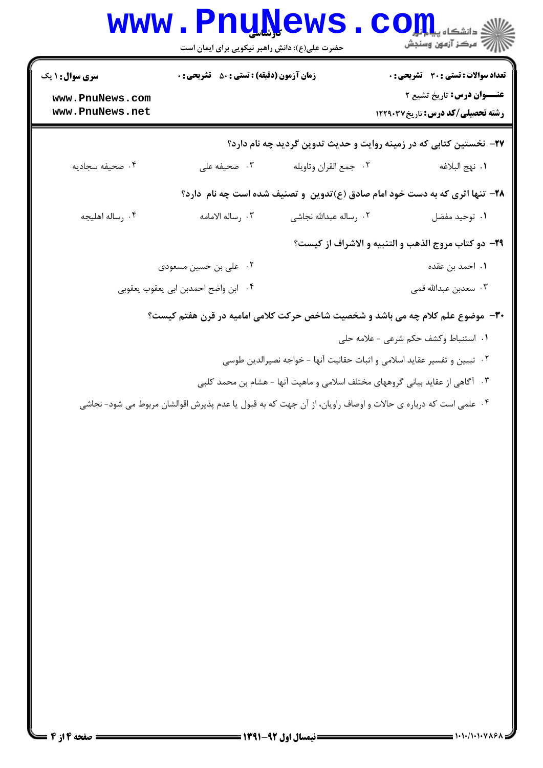۲۷- نخستین کتابی که در زمینه روایت و حدیث تدوین گردید چه نام دارد؟

۱. نهج البلاغه
۲. جمع القران وتاویله
۳. صحیفه علی
۴. صحیفه سجادیه

۲۸- تنها اثری که به دست خود امام صادق (ع)تدوین و تصنیف شده است چه نام دارد؟

۱. توحید مفضل
۲. رساله عبدالله نجاشی
۳. رساله الامامه
۴. رساله اهلیجه

۲۹- دو کتاب مروج الذهب و التنبیه و الاشراف از کیست؟

۱. احمد بن عقده
۲. علی بن حسین مسعودی
۳. سعدبن عبدالله قمی
۴. ابن واضح احمدبن ابی یعقوب یعقوبی

۳۰- موضوع علم کلام چه می باشد و شخصیت شاخص حرکت کلامی امامیه در قرن هفتم کیست؟

۱. استنباط وکشف حکم شرعی - علامه حلی
۲. تبیین و تفسیر عقاید اسلامی و اثبات حقانیت آنها - خواجه نصیرالدین طوسی
۳. آگاهی از عقاید بیانی گروههای مختلف اسلامی و ماهیت آنها - هشام بن محمد کلبی
۴. علمی است که درباره ی حالات و اوصاف راویان، از آن جهت که به قبول یا عدم پذیرش اقوالشان مربوط می شود- نجاشی